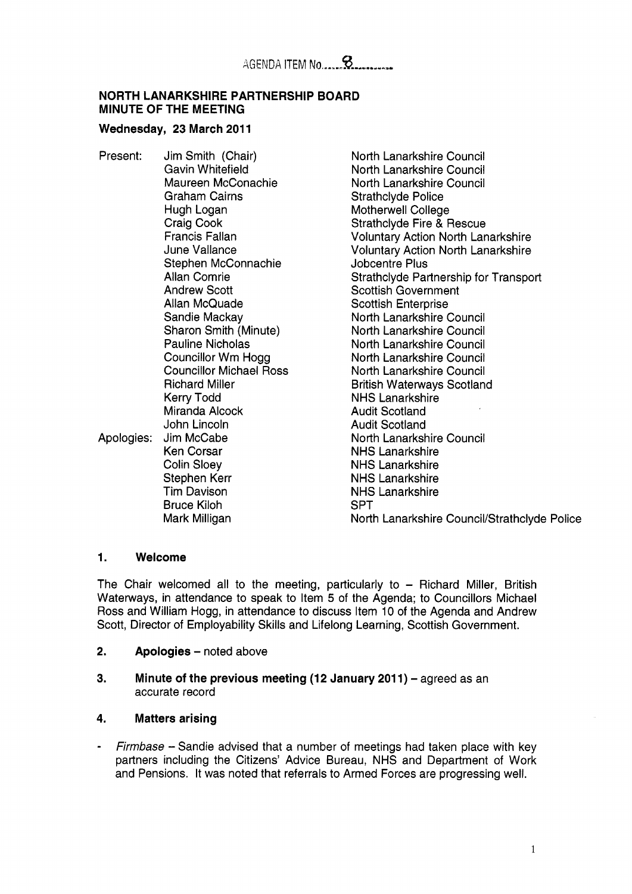AGENDA ITEM No. 8

**NORTH LANARKSHIRE PARTNERSHIP BOARD**
**MINUTE OF THE MEETING**

**Wednesday, 23 March 2011**

| | | |
|---|---|---|
| Present: | Jim Smith (Chair) | North Lanarkshire Council |
| | Gavin Whitefield | North Lanarkshire Council |
| | Maureen McConachie | North Lanarkshire Council |
| | Graham Cairns | Strathclyde Police |
| | Hugh Logan | Motherwell College |
| | Craig Cook | Strathclyde Fire & Rescue |
| | Francis Fallan | Voluntary Action North Lanarkshire |
| | June Vallance | Voluntary Action North Lanarkshire |
| | Stephen McConnachie | Jobcentre Plus |
| | Allan Comrie | Strathclyde Partnership for Transport |
| | Andrew Scott | Scottish Government |
| | Allan McQuade | Scottish Enterprise |
| | Sandie Mackay | North Lanarkshire Council |
| | Sharon Smith (Minute) | North Lanarkshire Council |
| | Pauline Nicholas | North Lanarkshire Council |
| | Councillor Wm Hogg | North Lanarkshire Council |
| | Councillor Michael Ross | North Lanarkshire Council |
| | Richard Miller | British Waterways Scotland |
| | Kerry Todd | NHS Lanarkshire |
| | Miranda Alcock | Audit Scotland |
| | John Lincoln | Audit Scotland |
| Apologies: | Jim McCabe | North Lanarkshire Council |
| | Ken Corsar | NHS Lanarkshire |
| | Colin Sloey | NHS Lanarkshire |
| | Stephen Kerr | NHS Lanarkshire |
| | Tim Davison | NHS Lanarkshire |
| | Bruce Kiloh | SPT |
| | Mark Milligan | North Lanarkshire Council/Strathclyde Police |

## 1. Welcome

The Chair welcomed all to the meeting, particularly to – Richard Miller, British Waterways, in attendance to speak to Item 5 of the Agenda; to Councillors Michael Ross and William Hogg, in attendance to discuss Item 10 of the Agenda and Andrew Scott, Director of Employability Skills and Lifelong Learning, Scottish Government.

## 2. Apologies – noted above

## 3. Minute of the previous meeting (12 January 2011) – agreed as an accurate record

## 4. Matters arising

- *Firmbase* – Sandie advised that a number of meetings had taken place with key partners including the Citizens' Advice Bureau, NHS and Department of Work and Pensions. It was noted that referrals to Armed Forces are progressing well.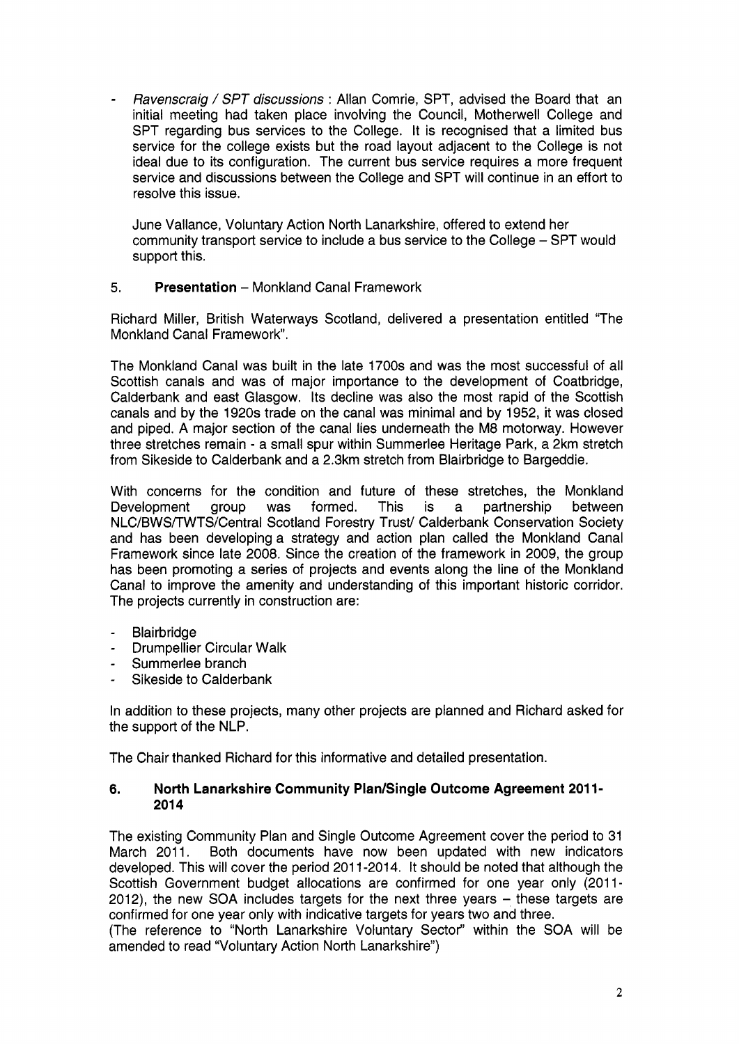- *Ravenscraig / SPT discussions* : Allan Comrie, SPT, advised the Board that an initial meeting had taken place involving the Council, Motherwell College and SPT regarding bus services to the College. It is recognised that a limited bus service for the college exists but the road layout adjacent to the College is not ideal due to its configuration. The current bus service requires a more frequent service and discussions between the College and SPT will continue in an effort to resolve this issue.

  June Vallance, Voluntary Action North Lanarkshire, offered to extend her community transport service to include a bus service to the College – SPT would support this.

5. **Presentation** – Monkland Canal Framework

Richard Miller, British Waterways Scotland, delivered a presentation entitled "The Monkland Canal Framework".

The Monkland Canal was built in the late 1700s and was the most successful of all Scottish canals and was of major importance to the development of Coatbridge, Calderbank and east Glasgow. Its decline was also the most rapid of the Scottish canals and by the 1920s trade on the canal was minimal and by 1952, it was closed and piped. A major section of the canal lies underneath the M8 motorway. However three stretches remain - a small spur within Summerlee Heritage Park, a 2km stretch from Sikeside to Calderbank and a 2.3km stretch from Blairbridge to Bargeddie.

With concerns for the condition and future of these stretches, the Monkland Development group was formed. This is a partnership between NLC/BWS/TWTS/Central Scotland Forestry Trust/ Calderbank Conservation Society and has been developing a strategy and action plan called the Monkland Canal Framework since late 2008. Since the creation of the framework in 2009, the group has been promoting a series of projects and events along the line of the Monkland Canal to improve the amenity and understanding of this important historic corridor. The projects currently in construction are:

- Blairbridge
- Drumpellier Circular Walk
- Summerlee branch
- Sikeside to Calderbank

In addition to these projects, many other projects are planned and Richard asked for the support of the NLP.

The Chair thanked Richard for this informative and detailed presentation.

## 6. North Lanarkshire Community Plan/Single Outcome Agreement 2011-2014

The existing Community Plan and Single Outcome Agreement cover the period to 31 March 2011. Both documents have now been updated with new indicators developed. This will cover the period 2011-2014. It should be noted that although the Scottish Government budget allocations are confirmed for one year only (2011-2012), the new SOA includes targets for the next three years – these targets are confirmed for one year only with indicative targets for years two and three.
(The reference to "North Lanarkshire Voluntary Sector" within the SOA will be amended to read "Voluntary Action North Lanarkshire")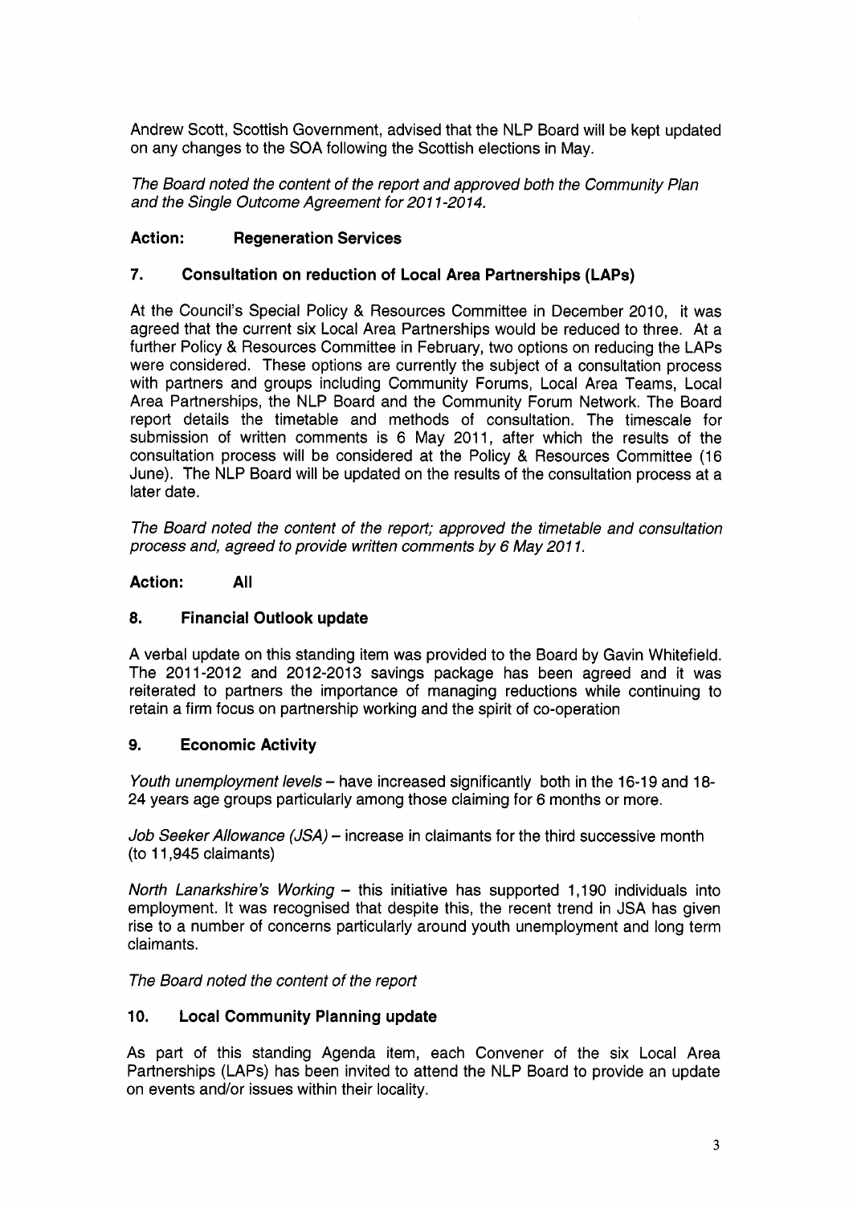Andrew Scott, Scottish Government, advised that the NLP Board will be kept updated on any changes to the SOA following the Scottish elections in May.

*The Board noted the content of the report and approved both the Community Plan and the Single Outcome Agreement for 2011-2014.*

**Action: Regeneration Services**

### 7. Consultation on reduction of Local Area Partnerships (LAPs)

At the Council's Special Policy & Resources Committee in December 2010, it was agreed that the current six Local Area Partnerships would be reduced to three. At a further Policy & Resources Committee in February, two options on reducing the LAPs were considered. These options are currently the subject of a consultation process with partners and groups including Community Forums, Local Area Teams, Local Area Partnerships, the NLP Board and the Community Forum Network. The Board report details the timetable and methods of consultation. The timescale for submission of written comments is 6 May 2011, after which the results of the consultation process will be considered at the Policy & Resources Committee (16 June). The NLP Board will be updated on the results of the consultation process at a later date.

*The Board noted the content of the report; approved the timetable and consultation process and, agreed to provide written comments by 6 May 2011.*

**Action: All**

### 8. Financial Outlook update

A verbal update on this standing item was provided to the Board by Gavin Whitefield. The 2011-2012 and 2012-2013 savings package has been agreed and it was reiterated to partners the importance of managing reductions while continuing to retain a firm focus on partnership working and the spirit of co-operation

### 9. Economic Activity

*Youth unemployment levels* – have increased significantly both in the 16-19 and 18-24 years age groups particularly among those claiming for 6 months or more.

*Job Seeker Allowance (JSA)* – increase in claimants for the third successive month (to 11,945 claimants)

*North Lanarkshire's Working* – this initiative has supported 1,190 individuals into employment. It was recognised that despite this, the recent trend in JSA has given rise to a number of concerns particularly around youth unemployment and long term claimants.

*The Board noted the content of the report*

### 10. Local Community Planning update

As part of this standing Agenda item, each Convener of the six Local Area Partnerships (LAPs) has been invited to attend the NLP Board to provide an update on events and/or issues within their locality.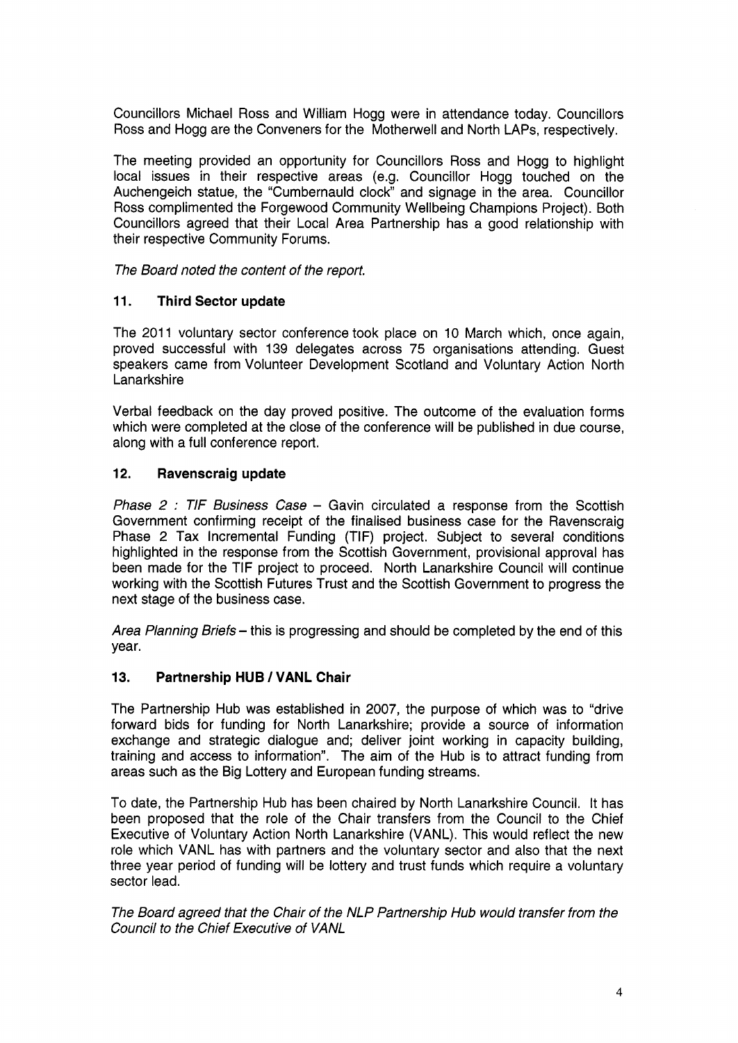Councillors Michael Ross and William Hogg were in attendance today. Councillors Ross and Hogg are the Conveners for the Motherwell and North LAPs, respectively.

The meeting provided an opportunity for Councillors Ross and Hogg to highlight local issues in their respective areas (e.g. Councillor Hogg touched on the Auchengeich statue, the "Cumbernauld clock" and signage in the area. Councillor Ross complimented the Forgewood Community Wellbeing Champions Project). Both Councillors agreed that their Local Area Partnership has a good relationship with their respective Community Forums.

*The Board noted the content of the report.*

## 11. Third Sector update

The 2011 voluntary sector conference took place on 10 March which, once again, proved successful with 139 delegates across 75 organisations attending. Guest speakers came from Volunteer Development Scotland and Voluntary Action North Lanarkshire

Verbal feedback on the day proved positive. The outcome of the evaluation forms which were completed at the close of the conference will be published in due course, along with a full conference report.

## 12. Ravenscraig update

*Phase 2 : TIF Business Case* – Gavin circulated a response from the Scottish Government confirming receipt of the finalised business case for the Ravenscraig Phase 2 Tax Incremental Funding (TIF) project. Subject to several conditions highlighted in the response from the Scottish Government, provisional approval has been made for the TIF project to proceed. North Lanarkshire Council will continue working with the Scottish Futures Trust and the Scottish Government to progress the next stage of the business case.

*Area Planning Briefs* – this is progressing and should be completed by the end of this year.

## 13. Partnership HUB / VANL Chair

The Partnership Hub was established in 2007, the purpose of which was to "drive forward bids for funding for North Lanarkshire; provide a source of information exchange and strategic dialogue and; deliver joint working in capacity building, training and access to information". The aim of the Hub is to attract funding from areas such as the Big Lottery and European funding streams.

To date, the Partnership Hub has been chaired by North Lanarkshire Council. It has been proposed that the role of the Chair transfers from the Council to the Chief Executive of Voluntary Action North Lanarkshire (VANL). This would reflect the new role which VANL has with partners and the voluntary sector and also that the next three year period of funding will be lottery and trust funds which require a voluntary sector lead.

*The Board agreed that the Chair of the NLP Partnership Hub would transfer from the Council to the Chief Executive of VANL*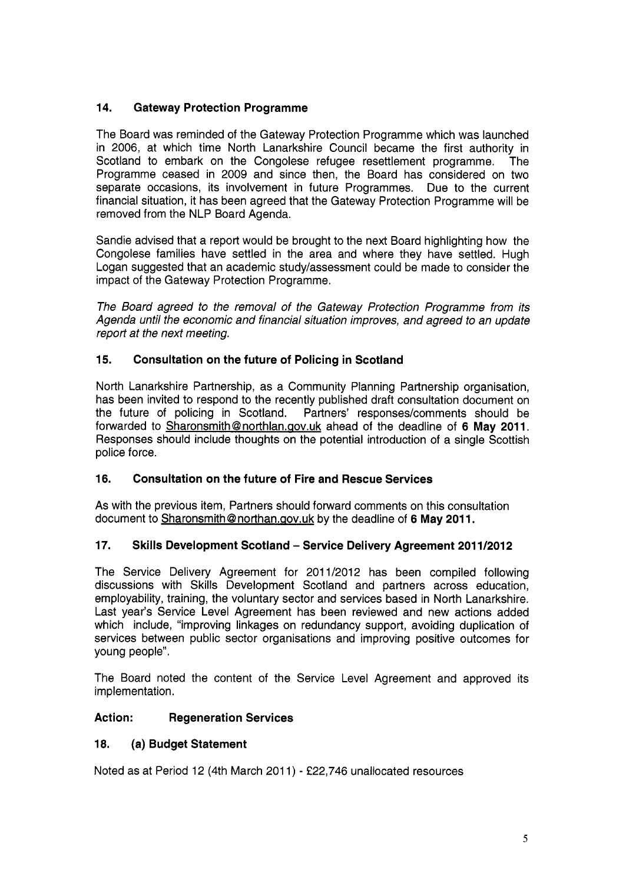## 14. Gateway Protection Programme

The Board was reminded of the Gateway Protection Programme which was launched in 2006, at which time North Lanarkshire Council became the first authority in Scotland to embark on the Congolese refugee resettlement programme. The Programme ceased in 2009 and since then, the Board has considered on two separate occasions, its involvement in future Programmes. Due to the current financial situation, it has been agreed that the Gateway Protection Programme will be removed from the NLP Board Agenda.

Sandie advised that a report would be brought to the next Board highlighting how the Congolese families have settled in the area and where they have settled. Hugh Logan suggested that an academic study/assessment could be made to consider the impact of the Gateway Protection Programme.

*The Board agreed to the removal of the Gateway Protection Programme from its Agenda until the economic and financial situation improves, and agreed to an update report at the next meeting.*

## 15. Consultation on the future of Policing in Scotland

North Lanarkshire Partnership, as a Community Planning Partnership organisation, has been invited to respond to the recently published draft consultation document on the future of policing in Scotland. Partners' responses/comments should be forwarded to Sharonsmith@northlan.gov.uk ahead of the deadline of **6 May 2011**. Responses should include thoughts on the potential introduction of a single Scottish police force.

## 16. Consultation on the future of Fire and Rescue Services

As with the previous item, Partners should forward comments on this consultation document to Sharonsmith@northan.gov.uk by the deadline of **6 May 2011.**

## 17. Skills Development Scotland – Service Delivery Agreement 2011/2012

The Service Delivery Agreement for 2011/2012 has been compiled following discussions with Skills Development Scotland and partners across education, employability, training, the voluntary sector and services based in North Lanarkshire. Last year's Service Level Agreement has been reviewed and new actions added which include, "improving linkages on redundancy support, avoiding duplication of services between public sector organisations and improving positive outcomes for young people".

The Board noted the content of the Service Level Agreement and approved its implementation.

**Action: Regeneration Services**

## 18. (a) Budget Statement

Noted as at Period 12 (4th March 2011) - £22,746 unallocated resources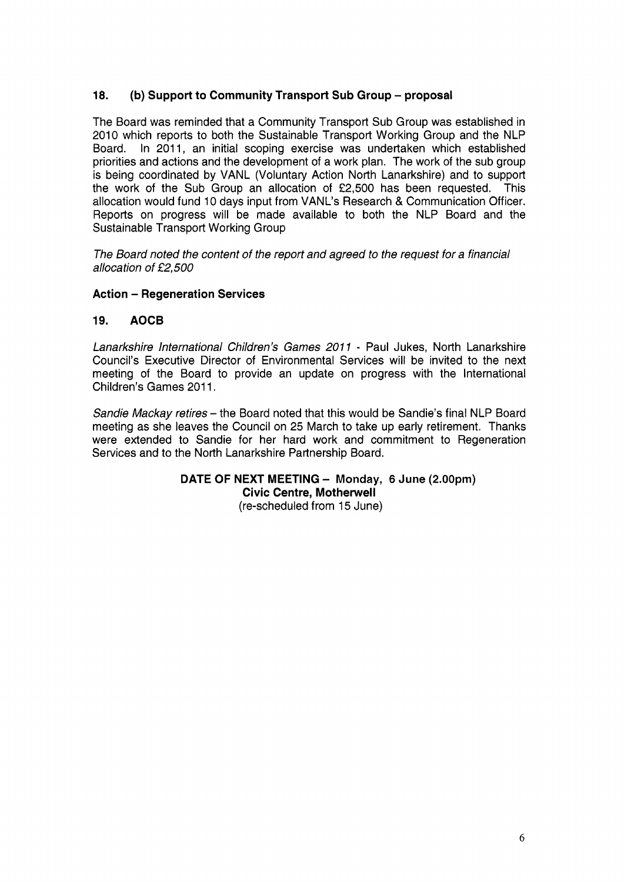## 18. (b) Support to Community Transport Sub Group – proposal

The Board was reminded that a Community Transport Sub Group was established in 2010 which reports to both the Sustainable Transport Working Group and the NLP Board. In 2011, an initial scoping exercise was undertaken which established priorities and actions and the development of a work plan. The work of the sub group is being coordinated by VANL (Voluntary Action North Lanarkshire) and to support the work of the Sub Group an allocation of £2,500 has been requested. This allocation would fund 10 days input from VANL's Research & Communication Officer. Reports on progress will be made available to both the NLP Board and the Sustainable Transport Working Group

*The Board noted the content of the report and agreed to the request for a financial allocation of £2,500*

**Action – Regeneration Services**

## 19. AOCB

*Lanarkshire International Children's Games 2011* - Paul Jukes, North Lanarkshire Council's Executive Director of Environmental Services will be invited to the next meeting of the Board to provide an update on progress with the International Children's Games 2011.

*Sandie Mackay retires* – the Board noted that this would be Sandie's final NLP Board meeting as she leaves the Council on 25 March to take up early retirement. Thanks were extended to Sandie for her hard work and commitment to Regeneration Services and to the North Lanarkshire Partnership Board.

**DATE OF NEXT MEETING – Monday, 6 June (2.00pm)**
**Civic Centre, Motherwell**
(re-scheduled from 15 June)